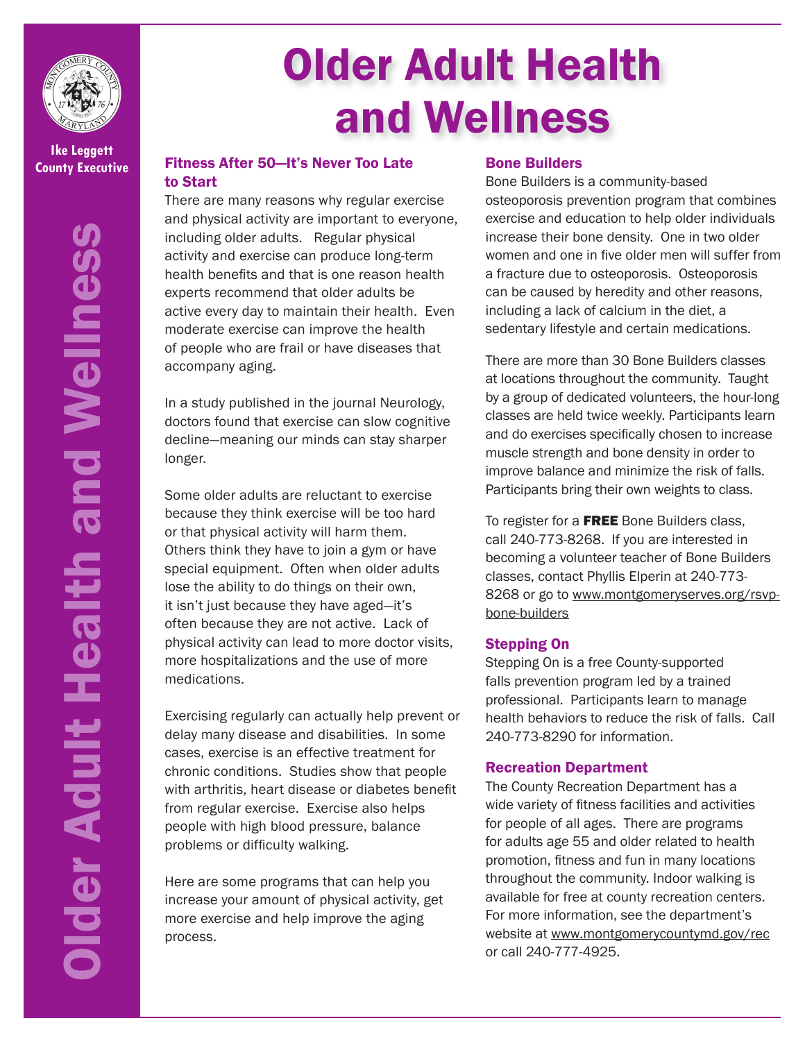Ike Leggett
County Executive

# Older Adult Health and Wellness

## Fitness After 50—It's Never Too Late to Start

There are many reasons why regular exercise and physical activity are important to everyone, including older adults. Regular physical activity and exercise can produce long-term health benefits and that is one reason health experts recommend that older adults be active every day to maintain their health. Even moderate exercise can improve the health of people who are frail or have diseases that accompany aging.

In a study published in the journal Neurology, doctors found that exercise can slow cognitive decline—meaning our minds can stay sharper longer.

Some older adults are reluctant to exercise because they think exercise will be too hard or that physical activity will harm them. Others think they have to join a gym or have special equipment. Often when older adults lose the ability to do things on their own, it isn't just because they have aged—it's often because they are not active. Lack of physical activity can lead to more doctor visits, more hospitalizations and the use of more medications.

Exercising regularly can actually help prevent or delay many disease and disabilities. In some cases, exercise is an effective treatment for chronic conditions. Studies show that people with arthritis, heart disease or diabetes benefit from regular exercise. Exercise also helps people with high blood pressure, balance problems or difficulty walking.

Here are some programs that can help you increase your amount of physical activity, get more exercise and help improve the aging process.

## Bone Builders

Bone Builders is a community-based osteoporosis prevention program that combines exercise and education to help older individuals increase their bone density. One in two older women and one in five older men will suffer from a fracture due to osteoporosis. Osteoporosis can be caused by heredity and other reasons, including a lack of calcium in the diet, a sedentary lifestyle and certain medications.

There are more than 30 Bone Builders classes at locations throughout the community. Taught by a group of dedicated volunteers, the hour-long classes are held twice weekly. Participants learn and do exercises specifically chosen to increase muscle strength and bone density in order to improve balance and minimize the risk of falls. Participants bring their own weights to class.

To register for a **FREE** Bone Builders class, call 240-773-8268. If you are interested in becoming a volunteer teacher of Bone Builders classes, contact Phyllis Elperin at 240-773-8268 or go to www.montgomeryserves.org/rsvp-bone-builders

## Stepping On

Stepping On is a free County-supported falls prevention program led by a trained professional. Participants learn to manage health behaviors to reduce the risk of falls. Call 240-773-8290 for information.

## Recreation Department

The County Recreation Department has a wide variety of fitness facilities and activities for people of all ages. There are programs for adults age 55 and older related to health promotion, fitness and fun in many locations throughout the community. Indoor walking is available for free at county recreation centers. For more information, see the department's website at www.montgomerycountymd.gov/rec or call 240-777-4925.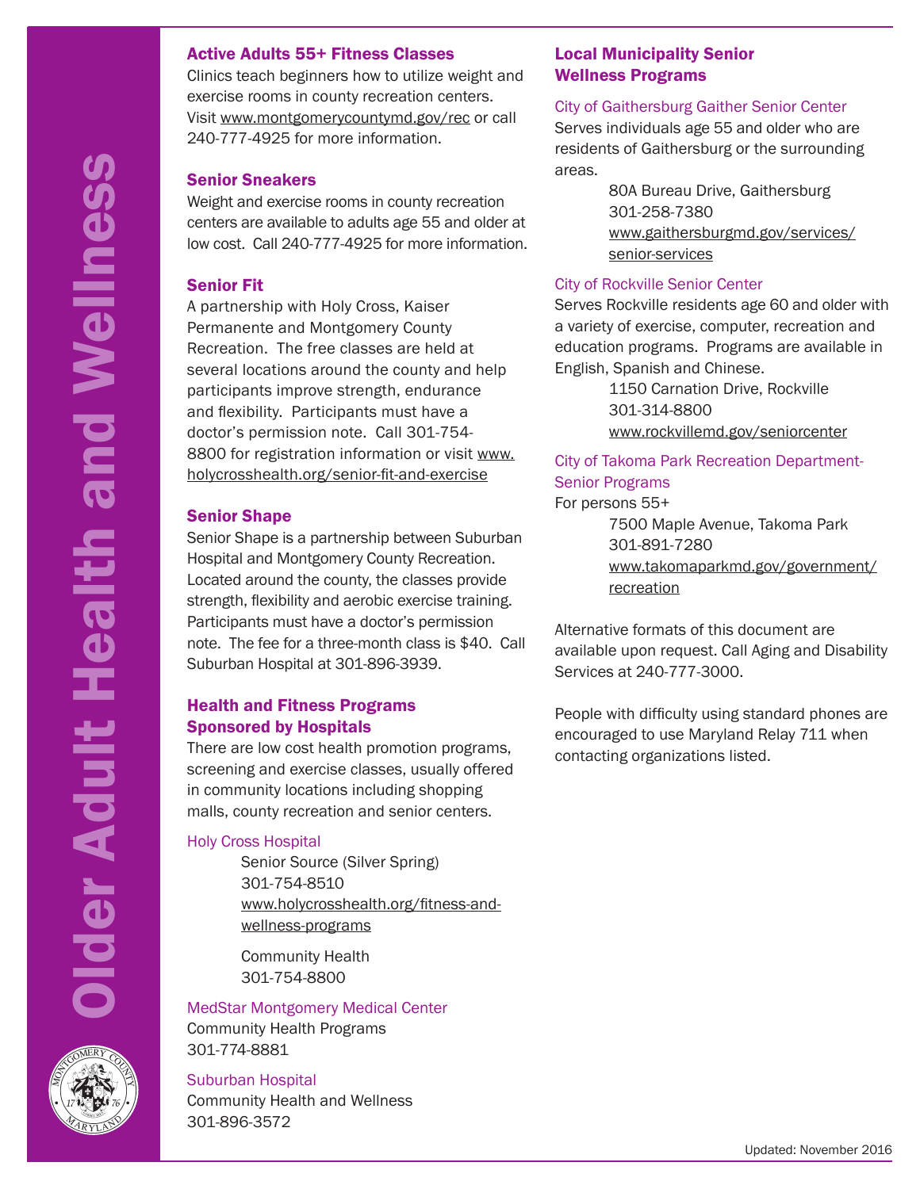## Active Adults 55+ Fitness Classes

Clinics teach beginners how to utilize weight and exercise rooms in county recreation centers. Visit www.montgomerycountymd.gov/rec or call 240-777-4925 for more information.

## Senior Sneakers

Weight and exercise rooms in county recreation centers are available to adults age 55 and older at low cost. Call 240-777-4925 for more information.

## Senior Fit

A partnership with Holy Cross, Kaiser Permanente and Montgomery County Recreation. The free classes are held at several locations around the county and help participants improve strength, endurance and flexibility. Participants must have a doctor's permission note. Call 301-754-8800 for registration information or visit www.holycrosshealth.org/senior-fit-and-exercise

## Senior Shape

Senior Shape is a partnership between Suburban Hospital and Montgomery County Recreation. Located around the county, the classes provide strength, flexibility and aerobic exercise training. Participants must have a doctor's permission note. The fee for a three-month class is $40. Call Suburban Hospital at 301-896-3939.

## Health and Fitness Programs Sponsored by Hospitals

There are low cost health promotion programs, screening and exercise classes, usually offered in community locations including shopping malls, county recreation and senior centers.

### Holy Cross Hospital

Senior Source (Silver Spring)
301-754-8510
www.holycrosshealth.org/fitness-and-wellness-programs

Community Health
301-754-8800

### MedStar Montgomery Medical Center

Community Health Programs
301-774-8881

### Suburban Hospital

Community Health and Wellness
301-896-3572

## Local Municipality Senior Wellness Programs

### City of Gaithersburg Gaither Senior Center

Serves individuals age 55 and older who are residents of Gaithersburg or the surrounding areas.

80A Bureau Drive, Gaithersburg
301-258-7380
www.gaithersburgmd.gov/services/senior-services

### City of Rockville Senior Center

Serves Rockville residents age 60 and older with a variety of exercise, computer, recreation and education programs. Programs are available in English, Spanish and Chinese.

1150 Carnation Drive, Rockville
301-314-8800
www.rockvillemd.gov/seniorcenter

### City of Takoma Park Recreation Department-Senior Programs

For persons 55+

7500 Maple Avenue, Takoma Park
301-891-7280
www.takomaparkmd.gov/government/recreation

Alternative formats of this document are available upon request. Call Aging and Disability Services at 240-777-3000.

People with difficulty using standard phones are encouraged to use Maryland Relay 711 when contacting organizations listed.

Updated: November 2016